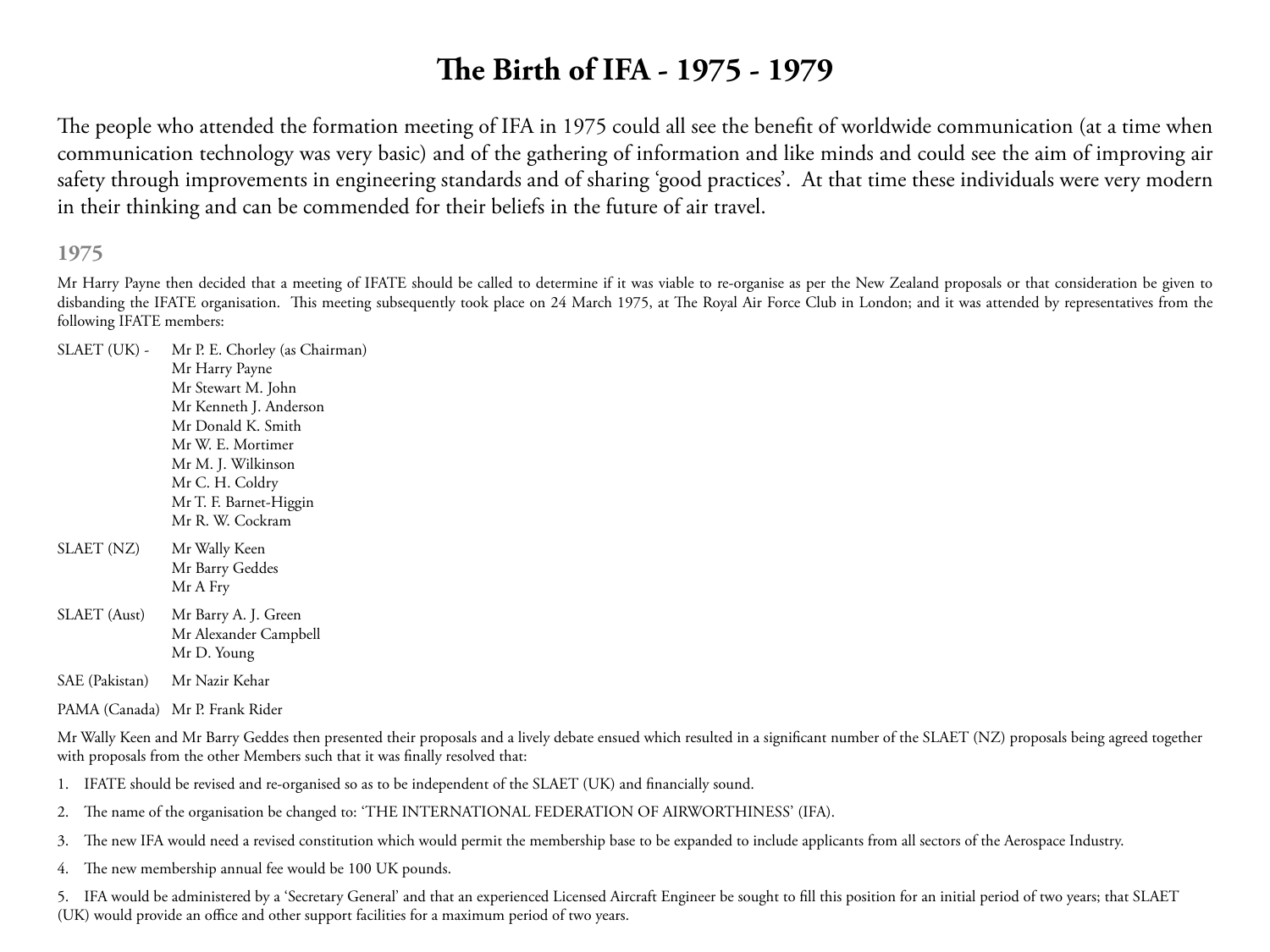# The Birth of IFA - 1975 - 1979

The people who attended the formation meeting of IFA in 1975 could all see the benefit of worldwide communication (at a time when communication technology was very basic) and of the gathering of information and like minds and could see the aim of improving air safety through improvements in engineering standards and of sharing 'good practices'. At that time these individuals were very modern in their thinking and can be commended for their beliefs in the future of air travel.

## 1975

Mr Harry Payne then decided that a meeting of IFATE should be called to determine if it was viable to re-organise as per the New Zealand proposals or that consideration be given to disbanding the IFATE organisation. This meeting subsequently took place on 24 March 1975, at The Royal Air Force Club in London; and it was attended by representatives from the following IFATE members:

| | |
|---|---|
| SLAET (UK) - | Mr P. E. Chorley (as Chairman)<br>Mr Harry Payne<br>Mr Stewart M. John<br>Mr Kenneth J. Anderson<br>Mr Donald K. Smith<br>Mr W. E. Mortimer<br>Mr M. J. Wilkinson<br>Mr C. H. Coldry<br>Mr T. F. Barnet-Higgin<br>Mr R. W. Cockram |
| SLAET (NZ) | Mr Wally Keen<br>Mr Barry Geddes<br>Mr A Fry |
| SLAET (Aust) | Mr Barry A. J. Green<br>Mr Alexander Campbell<br>Mr D. Young |
| SAE (Pakistan) | Mr Nazir Kehar |
| PAMA (Canada) | Mr P. Frank Rider |

Mr Wally Keen and Mr Barry Geddes then presented their proposals and a lively debate ensued which resulted in a significant number of the SLAET (NZ) proposals being agreed together with proposals from the other Members such that it was finally resolved that:

1. IFATE should be revised and re-organised so as to be independent of the SLAET (UK) and financially sound.
2. The name of the organisation be changed to: 'THE INTERNATIONAL FEDERATION OF AIRWORTHINESS' (IFA).
3. The new IFA would need a revised constitution which would permit the membership base to be expanded to include applicants from all sectors of the Aerospace Industry.
4. The new membership annual fee would be 100 UK pounds.
5. IFA would be administered by a 'Secretary General' and that an experienced Licensed Aircraft Engineer be sought to fill this position for an initial period of two years; that SLAET (UK) would provide an office and other support facilities for a maximum period of two years.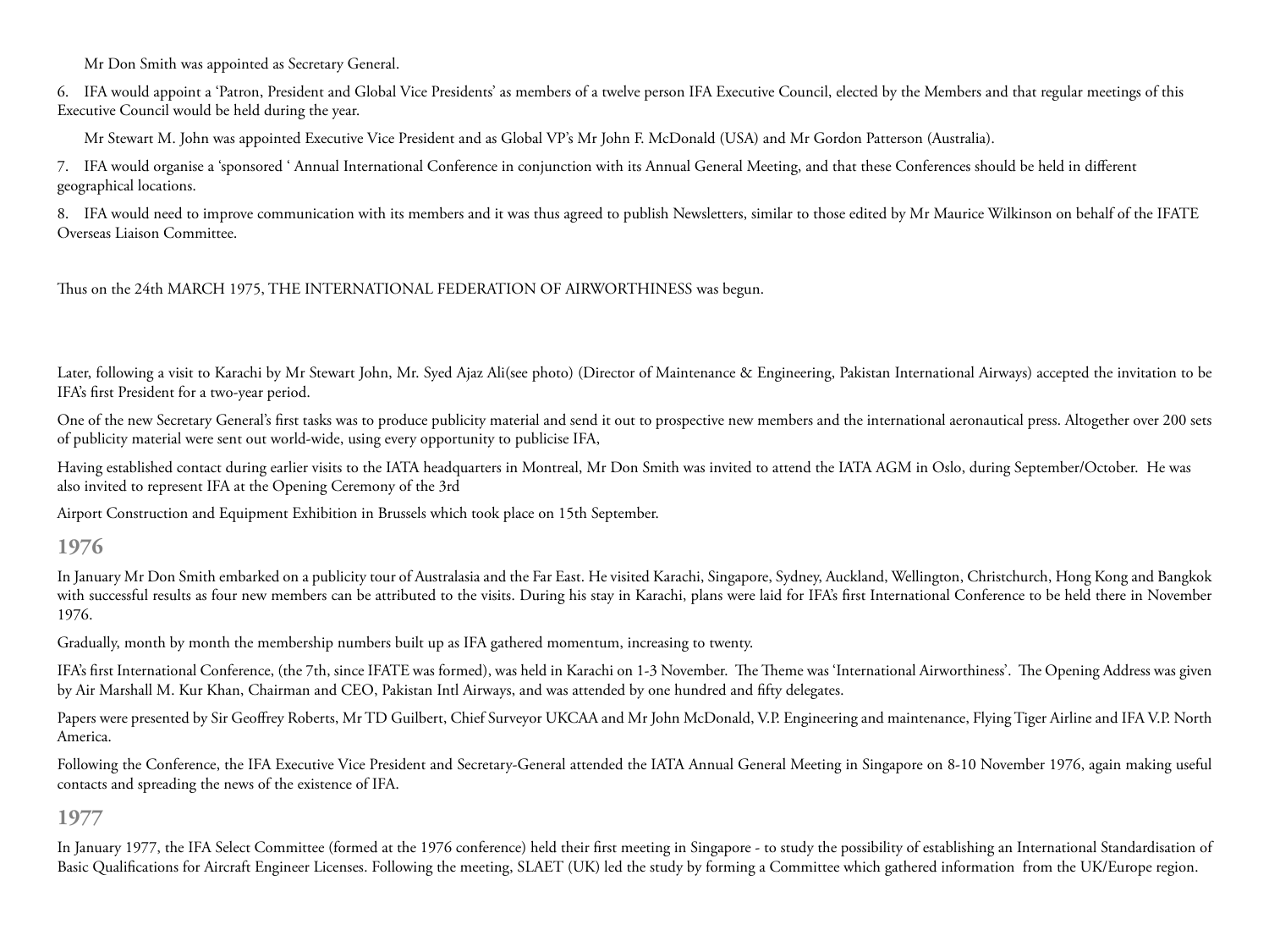Mr Don Smith was appointed as Secretary General.

6. IFA would appoint a 'Patron, President and Global Vice Presidents' as members of a twelve person IFA Executive Council, elected by the Members and that regular meetings of this Executive Council would be held during the year.

Mr Stewart M. John was appointed Executive Vice President and as Global VP's Mr John F. McDonald (USA) and Mr Gordon Patterson (Australia).

7. IFA would organise a 'sponsored ' Annual International Conference in conjunction with its Annual General Meeting, and that these Conferences should be held in different geographical locations.

8. IFA would need to improve communication with its members and it was thus agreed to publish Newsletters, similar to those edited by Mr Maurice Wilkinson on behalf of the IFATE Overseas Liaison Committee.

Thus on the 24th MARCH 1975, THE INTERNATIONAL FEDERATION OF AIRWORTHINESS was begun.

Later, following a visit to Karachi by Mr Stewart John, Mr. Syed Ajaz Ali(see photo) (Director of Maintenance & Engineering, Pakistan International Airways) accepted the invitation to be IFA's first President for a two-year period.

One of the new Secretary General's first tasks was to produce publicity material and send it out to prospective new members and the international aeronautical press. Altogether over 200 sets of publicity material were sent out world-wide, using every opportunity to publicise IFA,

Having established contact during earlier visits to the IATA headquarters in Montreal, Mr Don Smith was invited to attend the IATA AGM in Oslo, during September/October. He was also invited to represent IFA at the Opening Ceremony of the 3rd

Airport Construction and Equipment Exhibition in Brussels which took place on 15th September.

## 1976

In January Mr Don Smith embarked on a publicity tour of Australasia and the Far East. He visited Karachi, Singapore, Sydney, Auckland, Wellington, Christchurch, Hong Kong and Bangkok with successful results as four new members can be attributed to the visits. During his stay in Karachi, plans were laid for IFA's first International Conference to be held there in November 1976.

Gradually, month by month the membership numbers built up as IFA gathered momentum, increasing to twenty.

IFA's first International Conference, (the 7th, since IFATE was formed), was held in Karachi on 1-3 November. The Theme was 'International Airworthiness'. The Opening Address was given by Air Marshall M. Kur Khan, Chairman and CEO, Pakistan Intl Airways, and was attended by one hundred and fifty delegates.

Papers were presented by Sir Geoffrey Roberts, Mr TD Guilbert, Chief Surveyor UKCAA and Mr John McDonald, V.P. Engineering and maintenance, Flying Tiger Airline and IFA V.P. North America.

Following the Conference, the IFA Executive Vice President and Secretary-General attended the IATA Annual General Meeting in Singapore on 8-10 November 1976, again making useful contacts and spreading the news of the existence of IFA.

## 1977

In January 1977, the IFA Select Committee (formed at the 1976 conference) held their first meeting in Singapore - to study the possibility of establishing an International Standardisation of Basic Qualifications for Aircraft Engineer Licenses. Following the meeting, SLAET (UK) led the study by forming a Committee which gathered information from the UK/Europe region.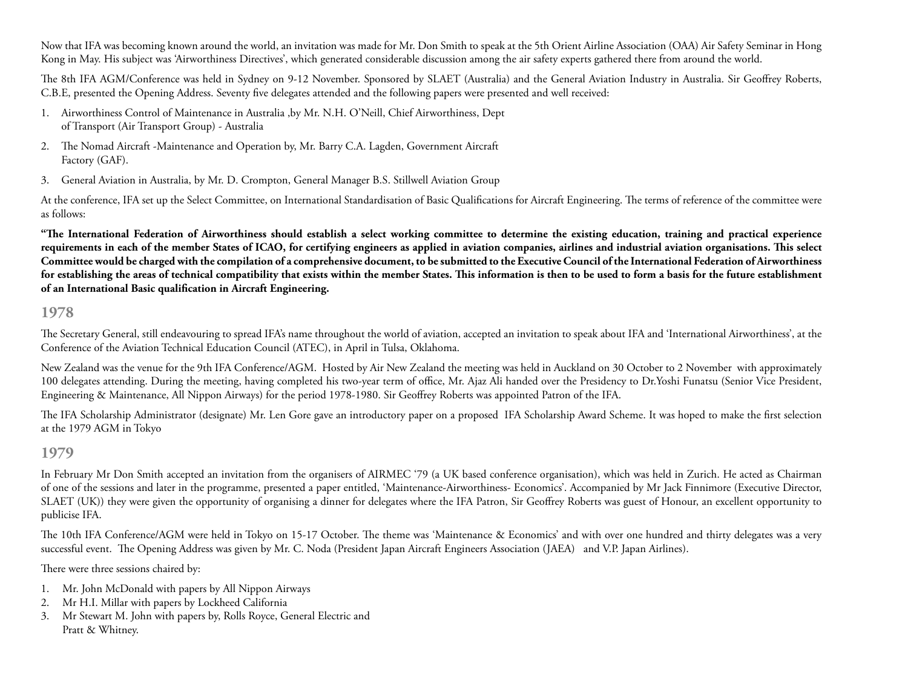Now that IFA was becoming known around the world, an invitation was made for Mr. Don Smith to speak at the 5th Orient Airline Association (OAA) Air Safety Seminar in Hong Kong in May. His subject was 'Airworthiness Directives', which generated considerable discussion among the air safety experts gathered there from around the world.

The 8th IFA AGM/Conference was held in Sydney on 9-12 November. Sponsored by SLAET (Australia) and the General Aviation Industry in Australia. Sir Geoffrey Roberts, C.B.E, presented the Opening Address. Seventy five delegates attended and the following papers were presented and well received:

1. Airworthiness Control of Maintenance in Australia ,by Mr. N.H. O'Neill, Chief Airworthiness, Dept of Transport (Air Transport Group) - Australia
2. The Nomad Aircraft -Maintenance and Operation by, Mr. Barry C.A. Lagden, Government Aircraft Factory (GAF).
3. General Aviation in Australia, by Mr. D. Crompton, General Manager B.S. Stillwell Aviation Group

At the conference, IFA set up the Select Committee, on International Standardisation of Basic Qualifications for Aircraft Engineering. The terms of reference of the committee were as follows:

**"The International Federation of Airworthiness should establish a select working committee to determine the existing education, training and practical experience requirements in each of the member States of ICAO, for certifying engineers as applied in aviation companies, airlines and industrial aviation organisations. This select Committee would be charged with the compilation of a comprehensive document, to be submitted to the Executive Council of the International Federation of Airworthiness for establishing the areas of technical compatibility that exists within the member States. This information is then to be used to form a basis for the future establishment of an International Basic qualification in Aircraft Engineering.**

## 1978

The Secretary General, still endeavouring to spread IFA's name throughout the world of aviation, accepted an invitation to speak about IFA and 'International Airworthiness', at the Conference of the Aviation Technical Education Council (ATEC), in April in Tulsa, Oklahoma.

New Zealand was the venue for the 9th IFA Conference/AGM. Hosted by Air New Zealand the meeting was held in Auckland on 30 October to 2 November with approximately 100 delegates attending. During the meeting, having completed his two-year term of office, Mr. Ajaz Ali handed over the Presidency to Dr.Yoshi Funatsu (Senior Vice President, Engineering & Maintenance, All Nippon Airways) for the period 1978-1980. Sir Geoffrey Roberts was appointed Patron of the IFA.

The IFA Scholarship Administrator (designate) Mr. Len Gore gave an introductory paper on a proposed IFA Scholarship Award Scheme. It was hoped to make the first selection at the 1979 AGM in Tokyo

## 1979

In February Mr Don Smith accepted an invitation from the organisers of AIRMEC '79 (a UK based conference organisation), which was held in Zurich. He acted as Chairman of one of the sessions and later in the programme, presented a paper entitled, 'Maintenance-Airworthiness- Economics'. Accompanied by Mr Jack Finnimore (Executive Director, SLAET (UK)) they were given the opportunity of organising a dinner for delegates where the IFA Patron, Sir Geoffrey Roberts was guest of Honour, an excellent opportunity to publicise IFA.

The 10th IFA Conference/AGM were held in Tokyo on 15-17 October. The theme was 'Maintenance & Economics' and with over one hundred and thirty delegates was a very successful event. The Opening Address was given by Mr. C. Noda (President Japan Aircraft Engineers Association (JAEA) and V.P. Japan Airlines).

There were three sessions chaired by:

1. Mr. John McDonald with papers by All Nippon Airways
2. Mr H.I. Millar with papers by Lockheed California
3. Mr Stewart M. John with papers by, Rolls Royce, General Electric and Pratt & Whitney.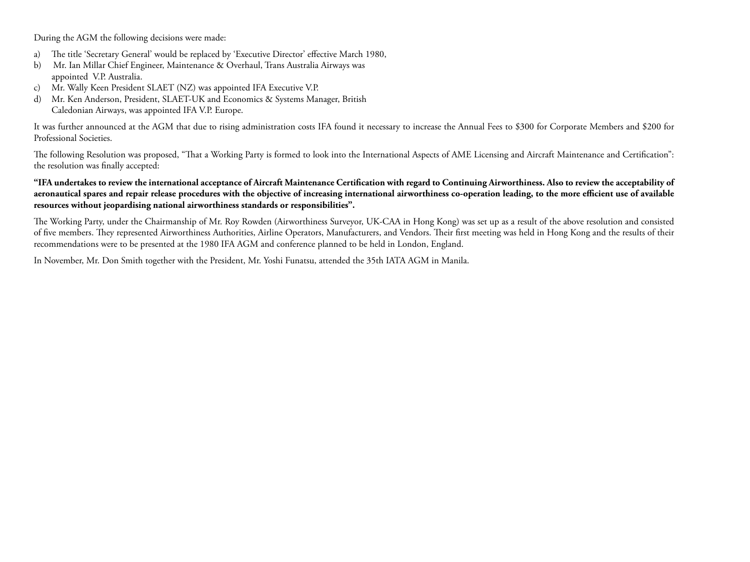During the AGM the following decisions were made:

a) The title 'Secretary General' would be replaced by 'Executive Director' effective March 1980,
b) Mr. Ian Millar Chief Engineer, Maintenance & Overhaul, Trans Australia Airways was appointed V.P. Australia.
c) Mr. Wally Keen President SLAET (NZ) was appointed IFA Executive V.P.
d) Mr. Ken Anderson, President, SLAET-UK and Economics & Systems Manager, British Caledonian Airways, was appointed IFA V.P. Europe.

It was further announced at the AGM that due to rising administration costs IFA found it necessary to increase the Annual Fees to $300 for Corporate Members and $200 for Professional Societies.

The following Resolution was proposed, "That a Working Party is formed to look into the International Aspects of AME Licensing and Aircraft Maintenance and Certification": the resolution was finally accepted:

**"IFA undertakes to review the international acceptance of Aircraft Maintenance Certification with regard to Continuing Airworthiness. Also to review the acceptability of aeronautical spares and repair release procedures with the objective of increasing international airworthiness co-operation leading, to the more efficient use of available resources without jeopardising national airworthiness standards or responsibilities".**

The Working Party, under the Chairmanship of Mr. Roy Rowden (Airworthiness Surveyor, UK-CAA in Hong Kong) was set up as a result of the above resolution and consisted of five members. They represented Airworthiness Authorities, Airline Operators, Manufacturers, and Vendors. Their first meeting was held in Hong Kong and the results of their recommendations were to be presented at the 1980 IFA AGM and conference planned to be held in London, England.

In November, Mr. Don Smith together with the President, Mr. Yoshi Funatsu, attended the 35th IATA AGM in Manila.